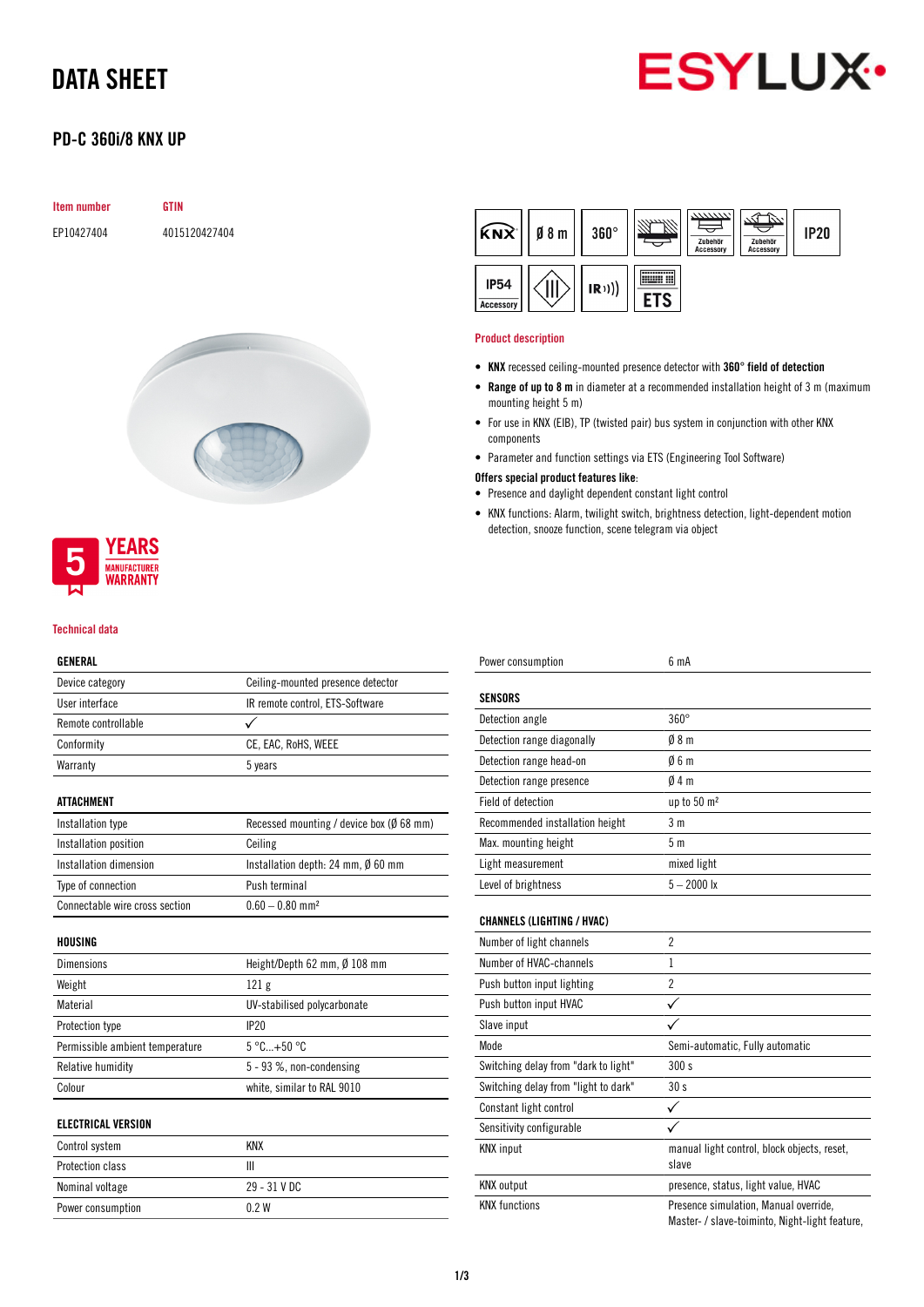# DATA SHEET

## PD-C 360i/8 KNX UP

| Item number | GTIN |
| --- | --- |
| EP10427404 | 4015120427404 |

KNX | Ø 8 m | 360° | Zubehör Accessory | Zubehör Accessory | IP20 | IP54 Accessory | IR | ETS

### Product description

- **KNX** recessed ceiling-mounted presence detector with **360° field of detection**
- **Range of up to 8 m** in diameter at a recommended installation height of 3 m (maximum mounting height 5 m)
- For use in KNX (EIB), TP (twisted pair) bus system in conjunction with other KNX components
- Parameter and function settings via ETS (Engineering Tool Software)

**Offers special product features like**:

- Presence and daylight dependent constant light control
- KNX functions: Alarm, twilight switch, brightness detection, light-dependent motion detection, snooze function, scene telegram via object

5 YEARS MANUFACTURER WARRANTY

### Technical data

| GENERAL | |
| --- | --- |
| Device category | Ceiling-mounted presence detector |
| User interface | IR remote control, ETS-Software |
| Remote controllable | ✓ |
| Conformity | CE, EAC, RoHS, WEEE |
| Warranty | 5 years |

| ATTACHMENT | |
| --- | --- |
| Installation type | Recessed mounting / device box (Ø 68 mm) |
| Installation position | Ceiling |
| Installation dimension | Installation depth: 24 mm, Ø 60 mm |
| Type of connection | Push terminal |
| Connectable wire cross section | 0.60 – 0.80 mm² |

| HOUSING | |
| --- | --- |
| Dimensions | Height/Depth 62 mm, Ø 108 mm |
| Weight | 121 g |
| Material | UV-stabilised polycarbonate |
| Protection type | IP20 |
| Permissible ambient temperature | 5 °C...+50 °C |
| Relative humidity | 5 - 93 %, non-condensing |
| Colour | white, similar to RAL 9010 |

| ELECTRICAL VERSION | |
| --- | --- |
| Control system | KNX |
| Protection class | III |
| Nominal voltage | 29 - 31 V DC |
| Power consumption | 0.2 W |
| Power consumption | 6 mA |

| SENSORS | |
| --- | --- |
| Detection angle | 360° |
| Detection range diagonally | Ø 8 m |
| Detection range head-on | Ø 6 m |
| Detection range presence | Ø 4 m |
| Field of detection | up to 50 m² |
| Recommended installation height | 3 m |
| Max. mounting height | 5 m |
| Light measurement | mixed light |
| Level of brightness | 5 – 2000 lx |

| CHANNELS (LIGHTING / HVAC) | |
| --- | --- |
| Number of light channels | 2 |
| Number of HVAC-channels | 1 |
| Push button input lighting | 2 |
| Push button input HVAC | ✓ |
| Slave input | ✓ |
| Mode | Semi-automatic, Fully automatic |
| Switching delay from "dark to light" | 300 s |
| Switching delay from "light to dark" | 30 s |
| Constant light control | ✓ |
| Sensitivity configurable | ✓ |
| KNX input | manual light control, block objects, reset, slave |
| KNX output | presence, status, light value, HVAC |
| KNX functions | Presence simulation, Manual override, Master- / slave-toiminto, Night-light feature, |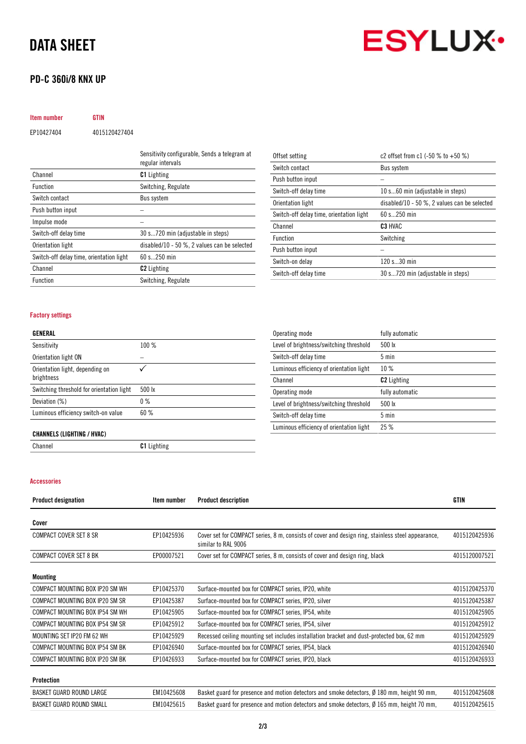# DATA SHEET

## PD-C 360i/8 KNX UP

| Item number | GTIN |
|---|---|
| EP10427404 | 4015120427404 |

| | Sensitivity configurable, Sends a telegram at regular intervals |
|---|---|
| Channel | **C1** Lighting |
| Function | Switching, Regulate |
| Switch contact | Bus system |
| Push button input | – |
| Impulse mode | – |
| Switch-off delay time | 30 s...720 min (adjustable in steps) |
| Orientation light | disabled/10 - 50 %, 2 values can be selected |
| Switch-off delay time, orientation light | 60 s...250 min |
| Channel | **C2** Lighting |
| Function | Switching, Regulate |
| Offset setting | c2 offset from c1 (-50 % to +50 %) |
| Switch contact | Bus system |
| Push button input | – |
| Switch-off delay time | 10 s...60 min (adjustable in steps) |
| Orientation light | disabled/10 - 50 %, 2 values can be selected |
| Switch-off delay time, orientation light | 60 s...250 min |
| Channel | **C3** HVAC |
| Function | Switching |
| Push button input | – |
| Switch-on delay | 120 s...30 min |
| Switch-off delay time | 30 s...720 min (adjustable in steps) |

### Factory settings

| **GENERAL** | |
|---|---|
| Sensitivity | 100 % |
| Orientation light ON | – |
| Orientation light, depending on brightness | ✓ |
| Switching threshold for orientation light | 500 lx |
| Deviation (%) | 0 % |
| Luminous efficiency switch-on value | 60 % |

| **CHANNELS (LIGHTING / HVAC)** | |
|---|---|
| Channel | **C1** Lighting |
| Operating mode | fully automatic |
| Level of brightness/switching threshold | 500 lx |
| Switch-off delay time | 5 min |
| Luminous efficiency of orientation light | 10 % |
| Channel | **C2** Lighting |
| Operating mode | fully automatic |
| Level of brightness/switching threshold | 500 lx |
| Switch-off delay time | 5 min |
| Luminous efficiency of orientation light | 25 % |

### Accessories

| Product designation | Item number | Product description | GTIN |
|---|---|---|---|
| **Cover** | | | |
| COMPACT COVER SET 8 SR | EP10425936 | Cover set for COMPACT series, 8 m, consists of cover and design ring, stainless steel appearance, similar to RAL 9006 | 4015120425936 |
| COMPACT COVER SET 8 BK | EP00007521 | Cover set for COMPACT series, 8 m, consists of cover and design ring, black | 4015120007521 |
| **Mounting** | | | |
| COMPACT MOUNTING BOX IP20 SM WH | EP10425370 | Surface-mounted box for COMPACT series, IP20, white | 4015120425370 |
| COMPACT MOUNTING BOX IP20 SM SR | EP10425387 | Surface-mounted box for COMPACT series, IP20, silver | 4015120425387 |
| COMPACT MOUNTING BOX IP54 SM WH | EP10425905 | Surface-mounted box for COMPACT series, IP54, white | 4015120425905 |
| COMPACT MOUNTING BOX IP54 SM SR | EP10425912 | Surface-mounted box for COMPACT series, IP54, silver | 4015120425912 |
| MOUNTING SET IP20 FM 62 WH | EP10425929 | Recessed ceiling mounting set includes installation bracket and dust-protected box, 62 mm | 4015120425929 |
| COMPACT MOUNTING BOX IP54 SM BK | EP10426940 | Surface-mounted box for COMPACT series, IP54, black | 4015120426940 |
| COMPACT MOUNTING BOX IP20 SM BK | EP10426933 | Surface-mounted box for COMPACT series, IP20, black | 4015120426933 |
| **Protection** | | | |
| BASKET GUARD ROUND LARGE | EM10425608 | Basket guard for presence and motion detectors and smoke detectors, Ø 180 mm, height 90 mm, | 4015120425608 |
| BASKET GUARD ROUND SMALL | EM10425615 | Basket guard for presence and motion detectors and smoke detectors, Ø 165 mm, height 70 mm, | 4015120425615 |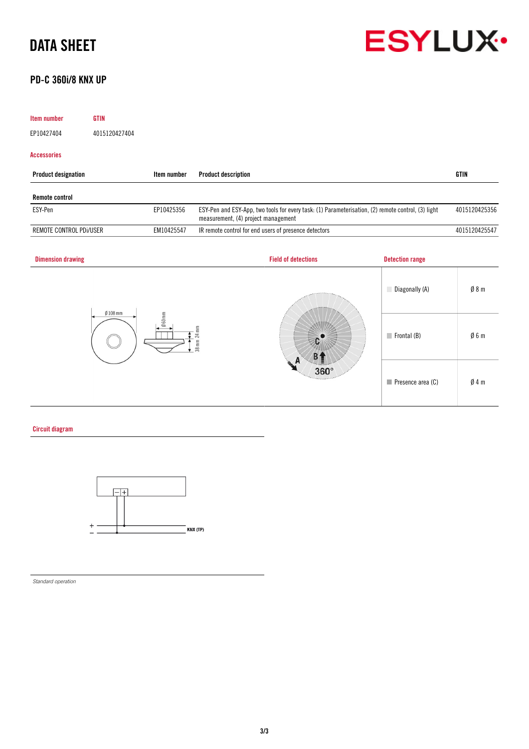# DATA SHEET

## PD-C 360i/8 KNX UP

| Item number | GTIN |
|---|---|
| EP10427404 | 4015120427404 |

### Accessories

| Product designation | Item number | Product description | GTIN |
|---|---|---|---|
| **Remote control** | | | |
| ESY-Pen | EP10425356 | ESY-Pen and ESY-App, two tools for every task: (1) Parameterisation, (2) remote control, (3) light measurement, (4) project management | 4015120425356 |
| REMOTE CONTROL PDi/USER | EM10425547 | IR remote control for end users of presence detectors | 4015120425547 |

### Dimension drawing

Ø 108 mm

Ø 60 mm

38 mm 24 mm

### Field of detections

A

B

C

360°

### Detection range

| | |
|---|---|
| Diagonally (A) | Ø 8 m |
| Frontal (B) | Ø 6 m |
| Presence area (C) | Ø 4 m |

### Circuit diagram

− +

+

−

KNX (TP)

*Standard operation*